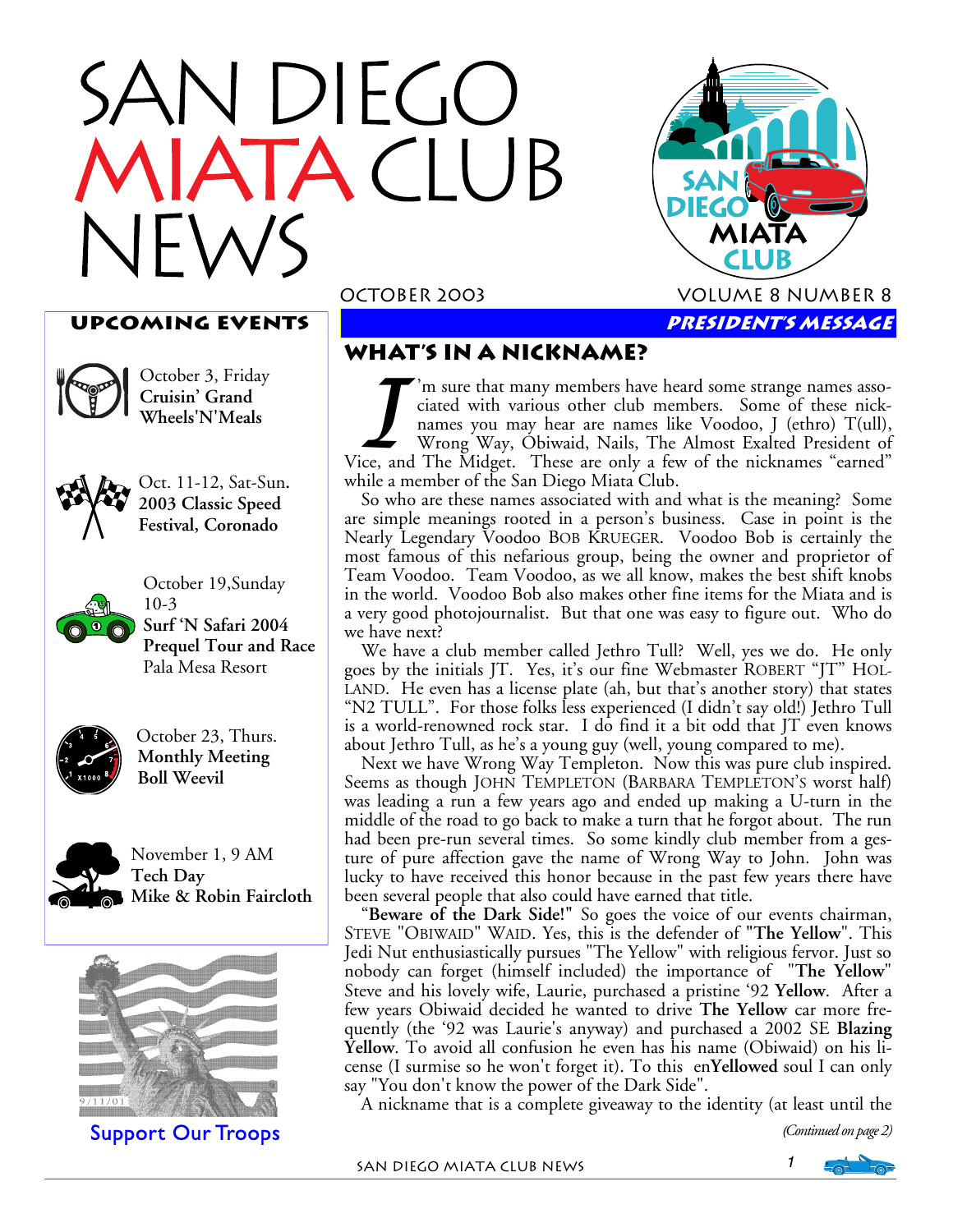# SAN DIEGO MIATA CLUB NEWS

OCTOBER 2003 VOLUME 8 NUMBER 8

## UPCOMING EVENTS

October 3, Friday
**Cruisin' Grand Wheels'N'Meals**

Oct. 11-12, Sat-Sun.
**2003 Classic Speed Festival, Coronado**

October 19,Sunday
10-3
**Surf 'N Safari 2004 Prequel Tour and Race**
Pala Mesa Resort

October 23, Thurs.
**Monthly Meeting**
**Boll Weevil**

November 1, 9 AM
**Tech Day**
**Mike & Robin Faircloth**

9/11/01

Support Our Troops

## *PRESIDENT'S MESSAGE*

## WHAT'S IN A NICKNAME?

I'm sure that many members have heard some strange names associated with various other club members. Some of these nicknames you may hear are names like Voodoo, J (ethro) T(ull), Wrong Way, Obiwaid, Nails, The Almost Exalted President of Vice, and The Midget. These are only a few of the nicknames "earned" while a member of the San Diego Miata Club.

So who are these names associated with and what is the meaning? Some are simple meanings rooted in a person's business. Case in point is the Nearly Legendary Voodoo BOB KRUEGER. Voodoo Bob is certainly the most famous of this nefarious group, being the owner and proprietor of Team Voodoo. Team Voodoo, as we all know, makes the best shift knobs in the world. Voodoo Bob also makes other fine items for the Miata and is a very good photojournalist. But that one was easy to figure out. Who do we have next?

We have a club member called Jethro Tull? Well, yes we do. He only goes by the initials JT. Yes, it's our fine Webmaster ROBERT "JT" HOLLAND. He even has a license plate (ah, but that's another story) that states "N2 TULL". For those folks less experienced (I didn't say old!) Jethro Tull is a world-renowned rock star. I do find it a bit odd that JT even knows about Jethro Tull, as he's a young guy (well, young compared to me).

Next we have Wrong Way Templeton. Now this was pure club inspired. Seems as though JOHN TEMPLETON (BARBARA TEMPLETON'S worst half) was leading a run a few years ago and ended up making a U-turn in the middle of the road to go back to make a turn that he forgot about. The run had been pre-run several times. So some kindly club member from a gesture of pure affection gave the name of Wrong Way to John. John was lucky to have received this honor because in the past few years there have been several people that also could have earned that title.

"**Beware of the Dark Side!**" So goes the voice of our events chairman, STEVE "OBIWAID" WAID. Yes, this is the defender of "**The Yellow**". This Jedi Nut enthusiastically pursues "The Yellow" with religious fervor. Just so nobody can forget (himself included) the importance of "**The Yellow**" Steve and his lovely wife, Laurie, purchased a pristine '92 **Yellow**. After a few years Obiwaid decided he wanted to drive **The Yellow** car more frequently (the '92 was Laurie's anyway) and purchased a 2002 SE **Blazing Yellow**. To avoid all confusion he even has his name (Obiwaid) on his license (I surmise so he won't forget it). To this en**Yellowed** soul I can only say "You don't know the power of the Dark Side".

A nickname that is a complete giveaway to the identity (at least until the

*(Continued on page 2)*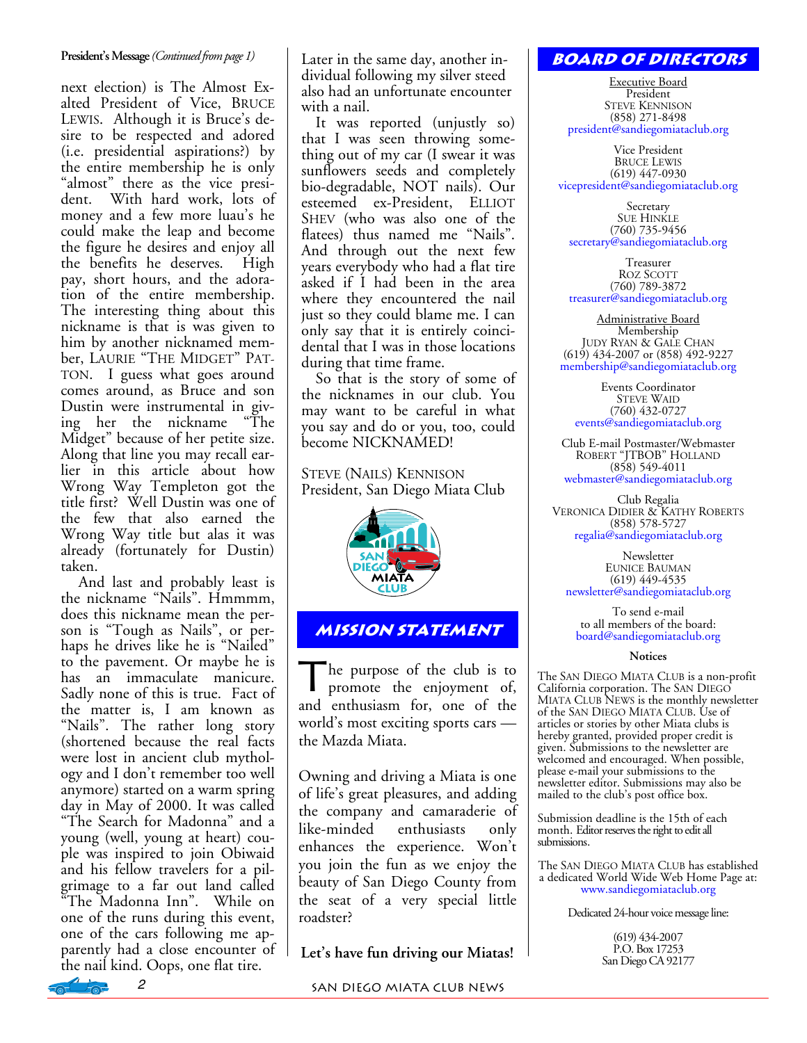**President's Message** *(Continued from page 1)*

next election) is The Almost Exalted President of Vice, BRUCE LEWIS. Although it is Bruce's desire to be respected and adored (i.e. presidential aspirations?) by the entire membership he is only "almost" there as the vice president. With hard work, lots of money and a few more luau's he could make the leap and become the figure he desires and enjoy all the benefits he deserves. High pay, short hours, and the adoration of the entire membership. The interesting thing about this nickname is that is was given to him by another nicknamed member, LAURIE "THE MIDGET" PATTON. I guess what goes around comes around, as Bruce and son Dustin were instrumental in giving her the nickname "The Midget" because of her petite size. Along that line you may recall earlier in this article about how Wrong Way Templeton got the title first? Well Dustin was one of the few that also earned the Wrong Way title but alas it was already (fortunately for Dustin) taken.

And last and probably least is the nickname "Nails". Hmmmm, does this nickname mean the person is "Tough as Nails", or perhaps he drives like he is "Nailed" to the pavement. Or maybe he is has an immaculate manicure. Sadly none of this is true. Fact of the matter is, I am known as "Nails". The rather long story (shortened because the real facts were lost in ancient club mythology and I don't remember too well anymore) started on a warm spring day in May of 2000. It was called "The Search for Madonna" and a young (well, young at heart) couple was inspired to join Obiwaid and his fellow travelers for a pilgrimage to a far out land called "The Madonna Inn". While on one of the runs during this event, one of the cars following me apparently had a close encounter of the nail kind. Oops, one flat tire. Later in the same day, another individual following my silver steed also had an unfortunate encounter with a nail.

It was reported (unjustly so) that I was seen throwing something out of my car (I swear it was sunflowers seeds and completely bio-degradable, NOT nails). Our esteemed ex-President, ELLIOT SHEV (who was also one of the flatees) thus named me "Nails". And through out the next few years everybody who had a flat tire asked if I had been in the area where they encountered the nail just so they could blame me. I can only say that it is entirely coincidental that I was in those locations during that time frame.

So that is the story of some of the nicknames in our club. You may want to be careful in what you say and do or you, too, could become NICKNAMED!

STEVE (NAILS) KENNISON
President, San Diego Miata Club

## MISSION STATEMENT

The purpose of the club is to promote the enjoyment of, and enthusiasm for, one of the world's most exciting sports cars — the Mazda Miata.

Owning and driving a Miata is one of life's great pleasures, and adding the company and camaraderie of like-minded enthusiasts only enhances the experience. Won't you join the fun as we enjoy the beauty of San Diego County from the seat of a very special little roadster?

**Let's have fun driving our Miatas!**

## BOARD OF DIRECTORS

Executive Board

President
STEVE KENNISON
(858) 271-8498
president@sandiegomiataclub.org

Vice President
BRUCE LEWIS
(619) 447-0930
vicepresident@sandiegomiataclub.org

Secretary
SUE HINKLE
(760) 735-9456
secretary@sandiegomiataclub.org

Treasurer
ROZ SCOTT
(760) 789-3872
treasurer@sandiegomiataclub.org

Administrative Board

Membership
JUDY RYAN & GALE CHAN
(619) 434-2007 or (858) 492-9227
membership@sandiegomiataclub.org

Events Coordinator
STEVE WAID
(760) 432-0727
events@sandiegomiataclub.org

Club E-mail Postmaster/Webmaster
ROBERT "JTBOB" HOLLAND
(858) 549-4011
webmaster@sandiegomiataclub.org

Club Regalia
VERONICA DIDIER & KATHY ROBERTS
(858) 578-5727
regalia@sandiegomiataclub.org

Newsletter
EUNICE BAUMAN
(619) 449-4535
newsletter@sandiegomiataclub.org

To send e-mail to all members of the board:
board@sandiegomiataclub.org

**Notices**

The SAN DIEGO MIATA CLUB is a non-profit California corporation. The SAN DIEGO MIATA CLUB NEWS is the monthly newsletter of the SAN DIEGO MIATA CLUB. Use of articles or stories by other Miata clubs is hereby granted, provided proper credit is given. Submissions to the newsletter are welcomed and encouraged. When possible, please e-mail your submissions to the newsletter editor. Submissions may also be mailed to the club's post office box.

Submission deadline is the 15th of each month. Editor reserves the right to edit all submissions.

The SAN DIEGO MIATA CLUB has established a dedicated World Wide Web Home Page at: www.sandiegomiataclub.org

Dedicated 24-hour voice message line:

(619) 434-2007
P.O. Box 17253
San Diego CA 92177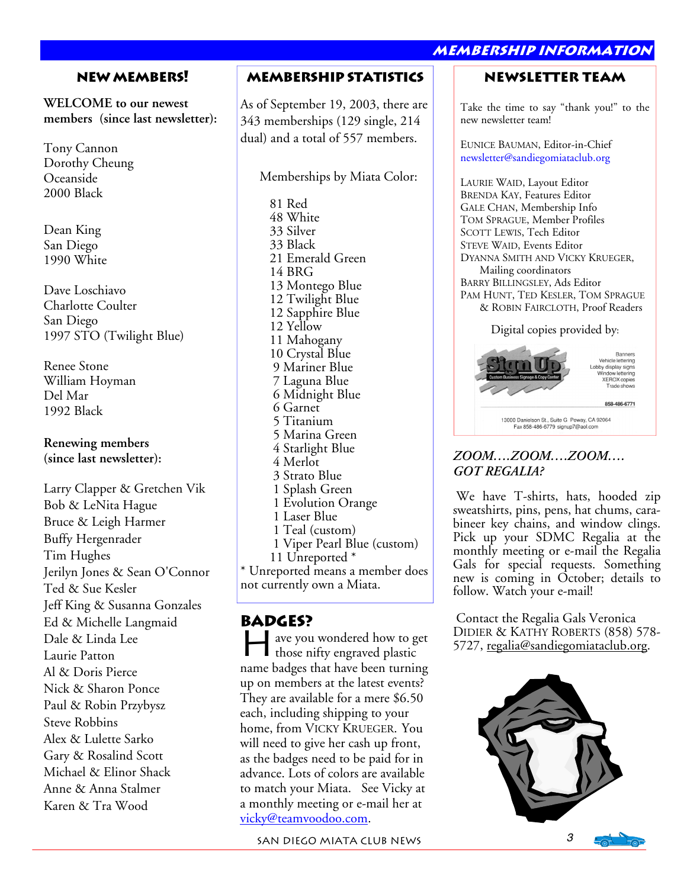# MEMBERSHIP INFORMATION

## NEW MEMBERS!

**WELCOME to our newest members (since last newsletter):**

Tony Cannon
Dorothy Cheung
Oceanside
2000 Black

Dean King
San Diego
1990 White

Dave Loschiavo
Charlotte Coulter
San Diego
1997 STO (Twilight Blue)

Renee Stone
William Hoyman
Del Mar
1992 Black

**Renewing members (since last newsletter):**

Larry Clapper & Gretchen Vik
Bob & LeNita Hague
Bruce & Leigh Harmer
Buffy Hergenrader
Tim Hughes
Jerilyn Jones & Sean O'Connor
Ted & Sue Kesler
Jeff King & Susanna Gonzales
Ed & Michelle Langmaid
Dale & Linda Lee
Laurie Patton
Al & Doris Pierce
Nick & Sharon Ponce
Paul & Robin Przybysz
Steve Robbins
Alex & Lulette Sarko
Gary & Rosalind Scott
Michael & Elinor Shack
Anne & Anna Stalmer
Karen & Tra Wood

## MEMBERSHIP STATISTICS

As of September 19, 2003, there are 343 memberships (129 single, 214 dual) and a total of 557 members.

Memberships by Miata Color:

81 Red
48 White
33 Silver
33 Black
21 Emerald Green
14 BRG
13 Montego Blue
12 Twilight Blue
12 Sapphire Blue
12 Yellow
11 Mahogany
10 Crystal Blue
9 Mariner Blue
7 Laguna Blue
6 Midnight Blue
6 Garnet
5 Titanium
5 Marina Green
4 Starlight Blue
4 Merlot
3 Strato Blue
1 Splash Green
1 Evolution Orange
1 Laser Blue
1 Teal (custom)
1 Viper Pearl Blue (custom)
11 Unreported *

* Unreported means a member does not currently own a Miata.

## BADGES?

Have you wondered how to get those nifty engraved plastic name badges that have been turning up on members at the latest events? They are available for a mere $6.50 each, including shipping to your home, from Vicky Krueger. You will need to give her cash up front, as the badges need to be paid for in advance. Lots of colors are available to match your Miata. See Vicky at a monthly meeting or e-mail her at vicky@teamvoodoo.com.

## NEWSLETTER TEAM

Take the time to say "thank you!" to the new newsletter team!

Eunice Bauman, Editor-in-Chief
newsletter@sandiegomiataclub.org

Laurie Waid, Layout Editor
Brenda Kay, Features Editor
Gale Chan, Membership Info
Tom Sprague, Member Profiles
Scott Lewis, Tech Editor
Steve Waid, Events Editor
Dyanna Smith and Vicky Krueger, Mailing coordinators
Barry Billingsley, Ads Editor
Pam Hunt, Ted Kesler, Tom Sprague & Robin Faircloth, Proof Readers

Digital copies provided by:

Sign Up — Custom Business Signage & Copy Center
Banners, Vehicle lettering, Lobby display signs, Window lettering, XEROX copies, Trade shows
858-486-6771
13000 Danielson St., Suite G Poway, CA 92064
Fax 858-486-6779 signup7@aol.com

*ZOOM….ZOOM….ZOOM…. GOT REGALIA?*

We have T-shirts, hats, hooded zip sweatshirts, pins, pens, hat chums, carabineer key chains, and window clings. Pick up your SDMC Regalia at the monthly meeting or e-mail the Regalia Gals for special requests. Something new is coming in October; details to follow. Watch your e-mail!

Contact the Regalia Gals Veronica Didier & Kathy Roberts (858) 578-5727, regalia@sandiegomiataclub.org.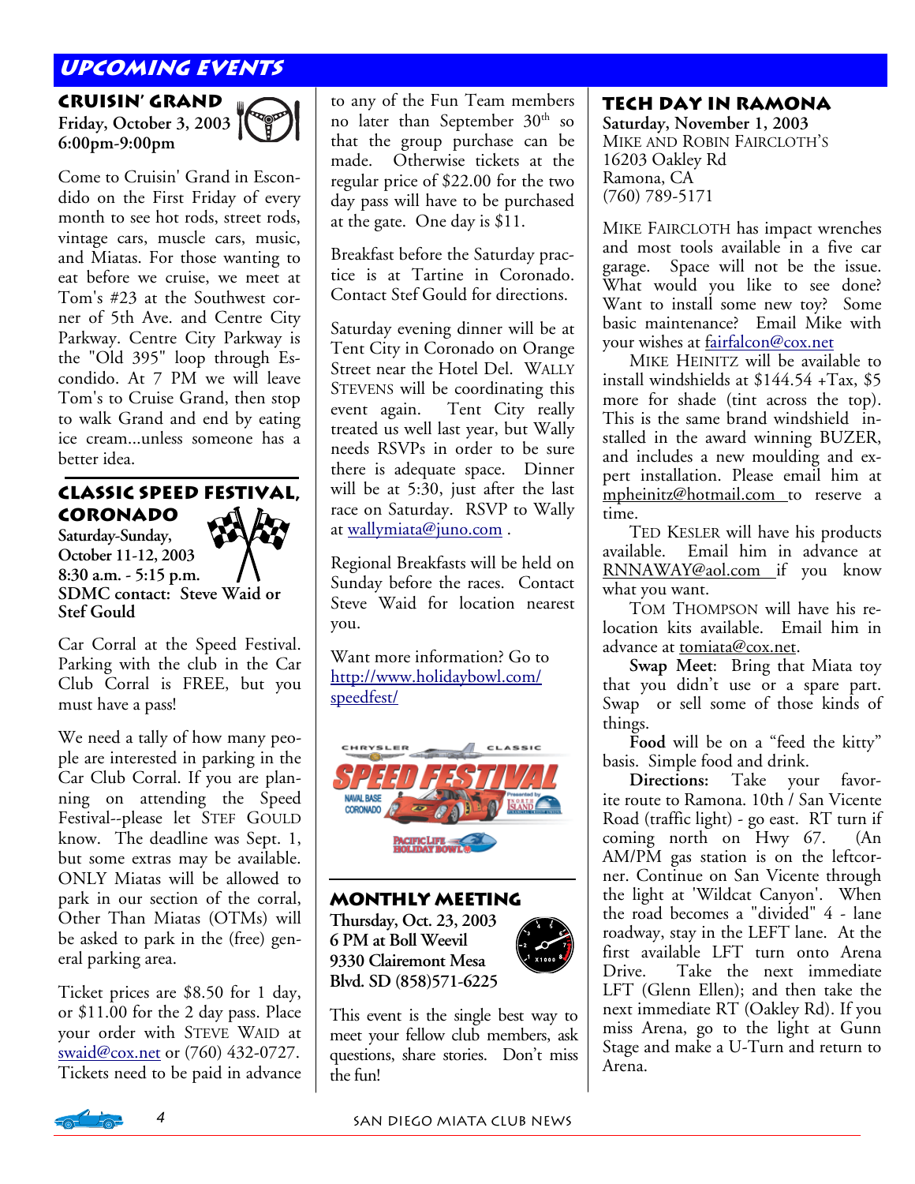# UPCOMING EVENTS

## CRUISIN' GRAND

**Friday, October 3, 2003**
**6:00pm-9:00pm**

Come to Cruisin' Grand in Escondido on the First Friday of every month to see hot rods, street rods, vintage cars, muscle cars, music, and Miatas. For those wanting to eat before we cruise, we meet at Tom's #23 at the Southwest corner of 5th Ave. and Centre City Parkway. Centre City Parkway is the "Old 395" loop through Escondido. At 7 PM we will leave Tom's to Cruise Grand, then stop to walk Grand and end by eating ice cream...unless someone has a better idea.

## CLASSIC SPEED FESTIVAL, CORONADO

**Saturday-Sunday,**
**October 11-12, 2003**
**8:30 a.m. - 5:15 p.m.**
**SDMC contact: Steve Waid or Stef Gould**

Car Corral at the Speed Festival. Parking with the club in the Car Club Corral is FREE, but you must have a pass!

We need a tally of how many people are interested in parking in the Car Club Corral. If you are planning on attending the Speed Festival--please let STEF GOULD know. The deadline was Sept. 1, but some extras may be available. ONLY Miatas will be allowed to park in our section of the corral, Other Than Miatas (OTMs) will be asked to park in the (free) general parking area.

Ticket prices are $8.50 for 1 day, or $11.00 for the 2 day pass. Place your order with STEVE WAID at swaid@cox.net or (760) 432-0727. Tickets need to be paid in advance to any of the Fun Team members no later than September 30th so that the group purchase can be made. Otherwise tickets at the regular price of $22.00 for the two day pass will have to be purchased at the gate. One day is $11.

Breakfast before the Saturday practice is at Tartine in Coronado. Contact Stef Gould for directions.

Saturday evening dinner will be at Tent City in Coronado on Orange Street near the Hotel Del. WALLY STEVENS will be coordinating this event again. Tent City really treated us well last year, but Wally needs RSVPs in order to be sure there is adequate space. Dinner will be at 5:30, just after the last race on Saturday. RSVP to Wally at wallymiata@juno.com .

Regional Breakfasts will be held on Sunday before the races. Contact Steve Waid for location nearest you.

Want more information? Go to http://www.holidaybowl.com/speedfest/

## MONTHLY MEETING

**Thursday, Oct. 23, 2003**
**6 PM at Boll Weevil**
**9330 Clairemont Mesa Blvd. SD (858)571-6225**

This event is the single best way to meet your fellow club members, ask questions, share stories. Don't miss the fun!

## TECH DAY IN RAMONA

**Saturday, November 1, 2003**
MIKE AND ROBIN FAIRCLOTH'S
16203 Oakley Rd
Ramona, CA
(760) 789-5171

MIKE FAIRCLOTH has impact wrenches and most tools available in a five car garage. Space will not be the issue. What would you like to see done? Want to install some new toy? Some basic maintenance? Email Mike with your wishes at fairfalcon@cox.net

MIKE HEINITZ will be available to install windshields at $144.54 +Tax, $5 more for shade (tint across the top). This is the same brand windshield installed in the award winning BUZER, and includes a new moulding and expert installation. Please email him at mpheinitz@hotmail.com to reserve a time.

TED KESLER will have his products available. Email him in advance at RNNAWAY@aol.com if you know what you want.

TOM THOMPSON will have his relocation kits available. Email him in advance at tomiata@cox.net.

**Swap Meet**: Bring that Miata toy that you didn't use or a spare part. Swap or sell some of those kinds of things.

**Food** will be on a "feed the kitty" basis. Simple food and drink.

**Directions:** Take your favorite route to Ramona. 10th / San Vicente Road (traffic light) - go east. RT turn if coming north on Hwy 67. (An AM/PM gas station is on the leftcorner. Continue on San Vicente through the light at 'Wildcat Canyon'. When the road becomes a "divided" 4 - lane roadway, stay in the LEFT lane. At the first available LFT turn onto Arena Drive. Take the next immediate LFT (Glenn Ellen); and then take the next immediate RT (Oakley Rd). If you miss Arena, go to the light at Gunn Stage and make a U-Turn and return to Arena.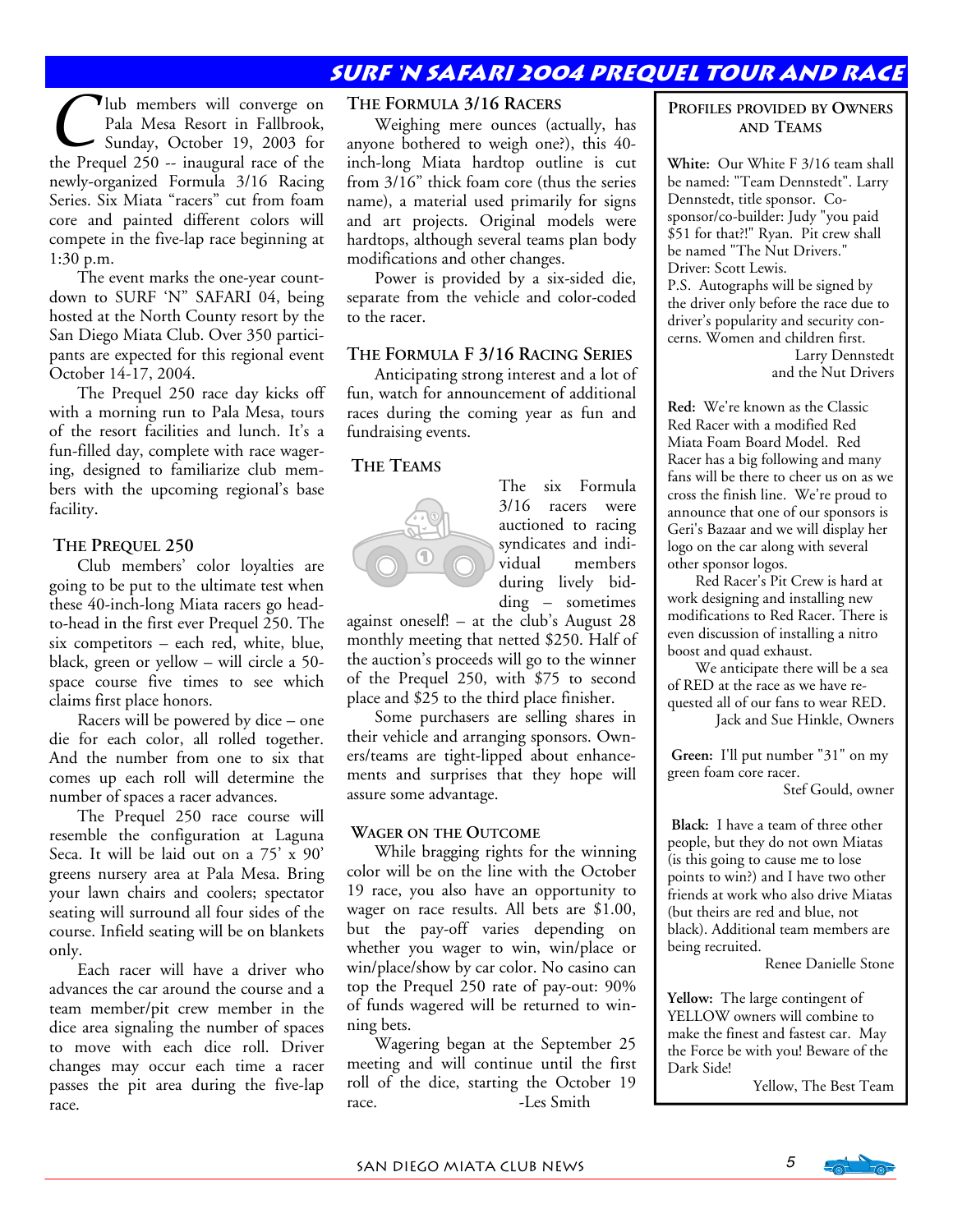# SURF 'N SAFARI 2004 PREQUEL TOUR AND RACE

Club members will converge on Pala Mesa Resort in Fallbrook, Sunday, October 19, 2003 for the Prequel 250 -- inaugural race of the newly-organized Formula 3/16 Racing Series. Six Miata "racers" cut from foam core and painted different colors will compete in the five-lap race beginning at 1:30 p.m.

The event marks the one-year countdown to SURF 'N" SAFARI 04, being hosted at the North County resort by the San Diego Miata Club. Over 350 participants are expected for this regional event October 14-17, 2004.

The Prequel 250 race day kicks off with a morning run to Pala Mesa, tours of the resort facilities and lunch. It's a fun-filled day, complete with race wagering, designed to familiarize club members with the upcoming regional's base facility.

## THE PREQUEL 250

Club members' color loyalties are going to be put to the ultimate test when these 40-inch-long Miata racers go head-to-head in the first ever Prequel 250. The six competitors – each red, white, blue, black, green or yellow – will circle a 50-space course five times to see which claims first place honors.

Racers will be powered by dice – one die for each color, all rolled together. And the number from one to six that comes up each roll will determine the number of spaces a racer advances.

The Prequel 250 race course will resemble the configuration at Laguna Seca. It will be laid out on a 75' x 90' greens nursery area at Pala Mesa. Bring your lawn chairs and coolers; spectator seating will surround all four sides of the course. Infield seating will be on blankets only.

Each racer will have a driver who advances the car around the course and a team member/pit crew member in the dice area signaling the number of spaces to move with each dice roll. Driver changes may occur each time a racer passes the pit area during the five-lap race.

## THE FORMULA 3/16 RACERS

Weighing mere ounces (actually, has anyone bothered to weigh one?), this 40-inch-long Miata hardtop outline is cut from 3/16" thick foam core (thus the series name), a material used primarily for signs and art projects. Original models were hardtops, although several teams plan body modifications and other changes.

Power is provided by a six-sided die, separate from the vehicle and color-coded to the racer.

## THE FORMULA F 3/16 RACING SERIES

Anticipating strong interest and a lot of fun, watch for announcement of additional races during the coming year as fun and fundraising events.

## THE TEAMS

The six Formula 3/16 racers were auctioned to racing syndicates and individual members during lively bidding – sometimes against oneself! – at the club's August 28 monthly meeting that netted $250. Half of the auction's proceeds will go to the winner of the Prequel 250, with $75 to second place and $25 to the third place finisher.

Some purchasers are selling shares in their vehicle and arranging sponsors. Owners/teams are tight-lipped about enhancements and surprises that they hope will assure some advantage.

## WAGER ON THE OUTCOME

While bragging rights for the winning color will be on the line with the October 19 race, you also have an opportunity to wager on race results. All bets are $1.00, but the pay-off varies depending on whether you wager to win, win/place or win/place/show by car color. No casino can top the Prequel 250 rate of pay-out: 90% of funds wagered will be returned to winning bets.

Wagering began at the September 25 meeting and will continue until the first roll of the dice, starting the October 19 race.

-Les Smith

## PROFILES PROVIDED BY OWNERS AND TEAMS

**White:** Our White F 3/16 team shall be named: "Team Dennstedt". Larry Dennstedt, title sponsor. Co-sponsor/co-builder: Judy "you paid $51 for that?!" Ryan. Pit crew shall be named "The Nut Drivers." Driver: Scott Lewis.
P.S. Autographs will be signed by the driver only before the race due to driver's popularity and security concerns. Women and children first.

Larry Dennstedt and the Nut Drivers

**Red:** We're known as the Classic Red Racer with a modified Red Miata Foam Board Model. Red Racer has a big following and many fans will be there to cheer us on as we cross the finish line. We're proud to announce that one of our sponsors is Geri's Bazaar and we will display her logo on the car along with several other sponsor logos.

Red Racer's Pit Crew is hard at work designing and installing new modifications to Red Racer. There is even discussion of installing a nitro boost and quad exhaust.

We anticipate there will be a sea of RED at the race as we have requested all of our fans to wear RED.

Jack and Sue Hinkle, Owners

**Green:** I'll put number "31" on my green foam core racer.

Stef Gould, owner

**Black:** I have a team of three other people, but they do not own Miatas (is this going to cause me to lose points to win?) and I have two other friends at work who also drive Miatas (but theirs are red and blue, not black). Additional team members are being recruited.

Renee Danielle Stone

**Yellow:** The large contingent of YELLOW owners will combine to make the finest and fastest car. May the Force be with you! Beware of the Dark Side!

Yellow, The Best Team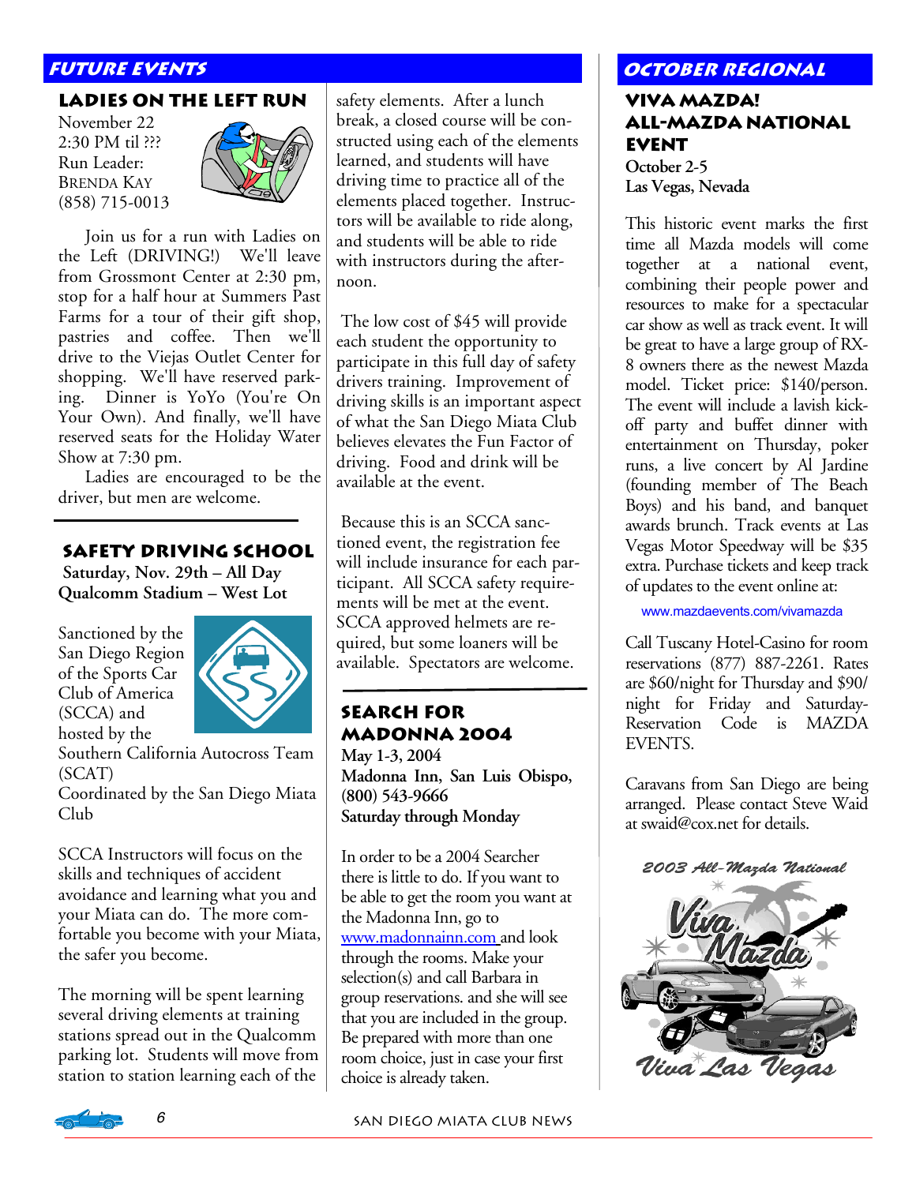## Future Events

### Ladies on the Left Run

November 22
2:30 PM til ???
Run Leader:
Brenda Kay
(858) 715-0013

Join us for a run with Ladies on the Left (DRIVING!) We'll leave from Grossmont Center at 2:30 pm, stop for a half hour at Summers Past Farms for a tour of their gift shop, pastries and coffee. Then we'll drive to the Viejas Outlet Center for shopping. We'll have reserved parking. Dinner is YoYo (You're On Your Own). And finally, we'll have reserved seats for the Holiday Water Show at 7:30 pm.

Ladies are encouraged to be the driver, but men are welcome.

### Safety Driving School

**Saturday, Nov. 29th – All Day**
**Qualcomm Stadium – West Lot**

Sanctioned by the San Diego Region of the Sports Car Club of America (SCCA) and hosted by the Southern California Autocross Team (SCAT)
Coordinated by the San Diego Miata Club

SCCA Instructors will focus on the skills and techniques of accident avoidance and learning what you and your Miata can do. The more comfortable you become with your Miata, the safer you become.

The morning will be spent learning several driving elements at training stations spread out in the Qualcomm parking lot. Students will move from station to station learning each of the safety elements. After a lunch break, a closed course will be constructed using each of the elements learned, and students will have driving time to practice all of the elements placed together. Instructors will be available to ride along, and students will be able to ride with instructors during the afternoon.

The low cost of $45 will provide each student the opportunity to participate in this full day of safety drivers training. Improvement of driving skills is an important aspect of what the San Diego Miata Club believes elevates the Fun Factor of driving. Food and drink will be available at the event.

Because this is an SCCA sanctioned event, the registration fee will include insurance for each participant. All SCCA safety requirements will be met at the event. SCCA approved helmets are required, but some loaners will be available. Spectators are welcome.

### Search for Madonna 2004

**May 1-3, 2004**
**Madonna Inn, San Luis Obispo, (800) 543-9666**
**Saturday through Monday**

In order to be a 2004 Searcher there is little to do. If you want to be able to get the room you want at the Madonna Inn, go to www.madonnainn.com and look through the rooms. Make your selection(s) and call Barbara in group reservations. and she will see that you are included in the group. Be prepared with more than one room choice, just in case your first choice is already taken.

## October Regional

### Viva Mazda! All-Mazda National Event

**October 2-5**
**Las Vegas, Nevada**

This historic event marks the first time all Mazda models will come together at a national event, combining their people power and resources to make for a spectacular car show as well as track event. It will be great to have a large group of RX-8 owners there as the newest Mazda model. Ticket price: $140/person. The event will include a lavish kick-off party and buffet dinner with entertainment on Thursday, poker runs, a live concert by Al Jardine (founding member of The Beach Boys) and his band, and banquet awards brunch. Track events at Las Vegas Motor Speedway will be $35 extra. Purchase tickets and keep track of updates to the event online at:

www.mazdaevents.com/vivamazda

Call Tuscany Hotel-Casino for room reservations (877) 887-2261. Rates are $60/night for Thursday and $90/night for Friday and Saturday-Reservation Code is MAZDA EVENTS.

Caravans from San Diego are being arranged. Please contact Steve Waid at swaid@cox.net for details.

2003 All-Mazda National
Viva Mazda
Viva Las Vegas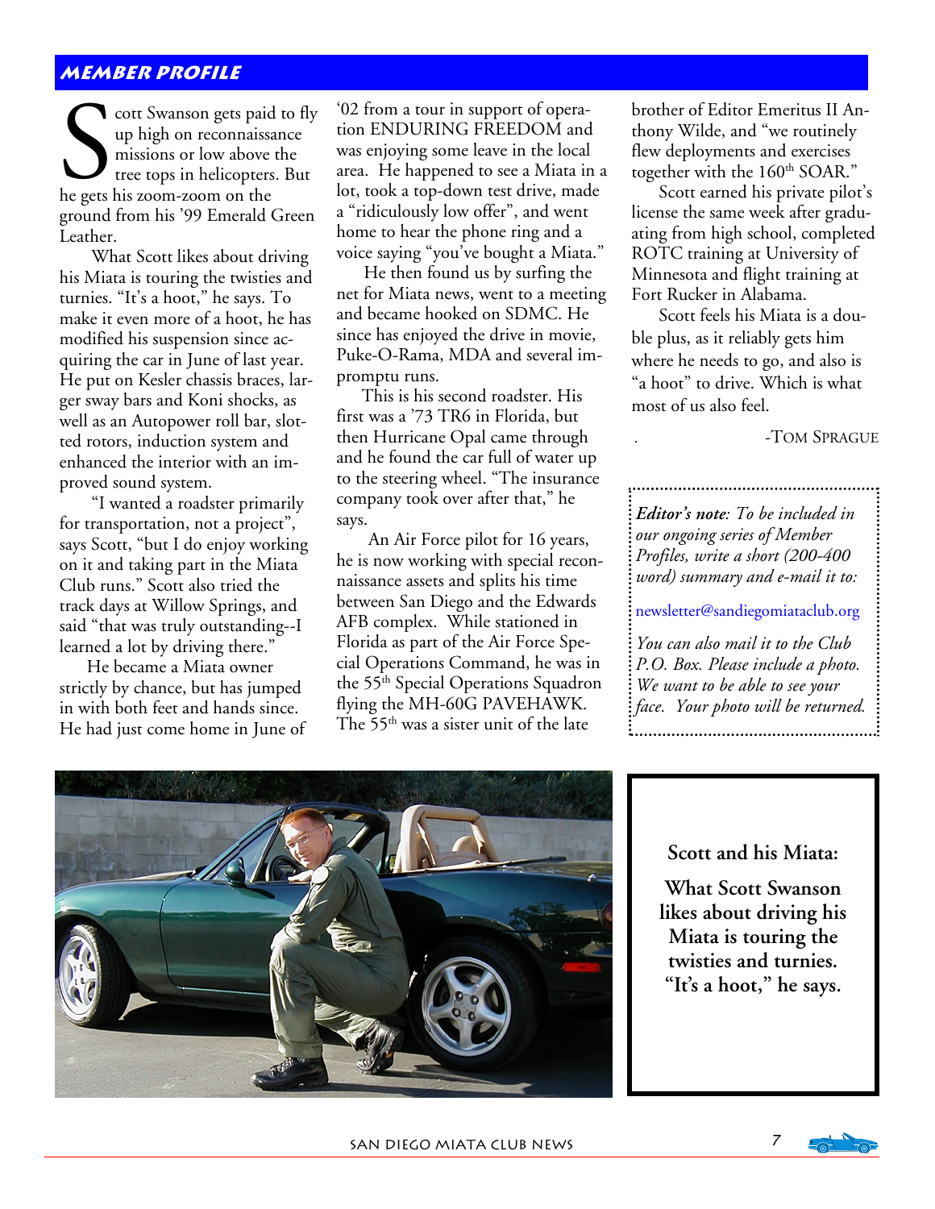## MEMBER PROFILE

Scott Swanson gets paid to fly up high on reconnaissance missions or low above the tree tops in helicopters. But he gets his zoom-zoom on the ground from his '99 Emerald Green Leather.

What Scott likes about driving his Miata is touring the twisties and turnies. "It's a hoot," he says. To make it even more of a hoot, he has modified his suspension since acquiring the car in June of last year. He put on Kesler chassis braces, larger sway bars and Koni shocks, as well as an Autopower roll bar, slotted rotors, induction system and enhanced the interior with an improved sound system.

"I wanted a roadster primarily for transportation, not a project", says Scott, "but I do enjoy working on it and taking part in the Miata Club runs." Scott also tried the track days at Willow Springs, and said "that was truly outstanding--I learned a lot by driving there."

He became a Miata owner strictly by chance, but has jumped in with both feet and hands since. He had just come home in June of '02 from a tour in support of operation ENDURING FREEDOM and was enjoying some leave in the local area. He happened to see a Miata in a lot, took a top-down test drive, made a "ridiculously low offer", and went home to hear the phone ring and a voice saying "you've bought a Miata."

He then found us by surfing the net for Miata news, went to a meeting and became hooked on SDMC. He since has enjoyed the drive in movie, Puke-O-Rama, MDA and several impromptu runs.

This is his second roadster. His first was a '73 TR6 in Florida, but then Hurricane Opal came through and he found the car full of water up to the steering wheel. "The insurance company took over after that," he says.

An Air Force pilot for 16 years, he is now working with special reconnaissance assets and splits his time between San Diego and the Edwards AFB complex. While stationed in Florida as part of the Air Force Special Operations Command, he was in the 55th Special Operations Squadron flying the MH-60G PAVEHAWK. The 55th was a sister unit of the late brother of Editor Emeritus II Anthony Wilde, and "we routinely flew deployments and exercises together with the 160th SOAR."

Scott earned his private pilot's license the same week after graduating from high school, completed ROTC training at University of Minnesota and flight training at Fort Rucker in Alabama.

Scott feels his Miata is a double plus, as it reliably gets him where he needs to go, and also is "a hoot" to drive. Which is what most of us also feel.

-Tom Sprague

***Editor's note**: To be included in our ongoing series of Member Profiles, write a short (200-400 word) summary and e-mail it to:*

newsletter@sandiegomiataclub.org

*You can also mail it to the Club P.O. Box. Please include a photo. We want to be able to see your face. Your photo will be returned.*

**Scott and his Miata:**

**What Scott Swanson likes about driving his Miata is touring the twisties and turnies. "It's a hoot," he says.**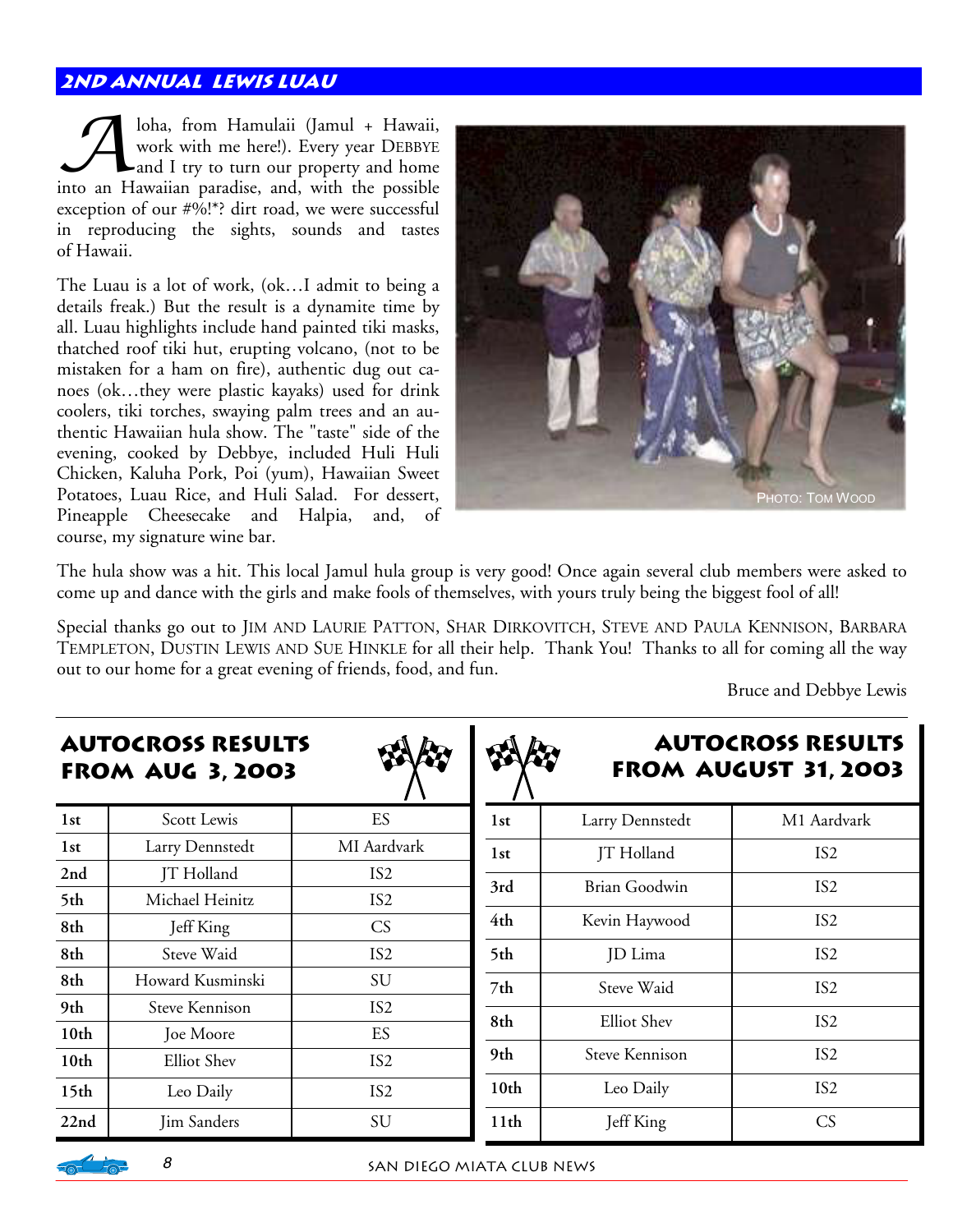## 2nd Annual Lewis Luau

Aloha, from Hamulaii (Jamul + Hawaii, work with me here!). Every year Debbye and I try to turn our property and home into an Hawaiian paradise, and, with the possible exception of our #%!*? dirt road, we were successful in reproducing the sights, sounds and tastes of Hawaii.

The Luau is a lot of work, (ok…I admit to being a details freak.) But the result is a dynamite time by all. Luau highlights include hand painted tiki masks, thatched roof tiki hut, erupting volcano, (not to be mistaken for a ham on fire), authentic dug out canoes (ok…they were plastic kayaks) used for drink coolers, tiki torches, swaying palm trees and an authentic Hawaiian hula show. The "taste" side of the evening, cooked by Debbye, included Huli Huli Chicken, Kaluha Pork, Poi (yum), Hawaiian Sweet Potatoes, Luau Rice, and Huli Salad. For dessert, Pineapple Cheesecake and Halpia, and, of course, my signature wine bar.

Photo: Tom Wood

The hula show was a hit. This local Jamul hula group is very good! Once again several club members were asked to come up and dance with the girls and make fools of themselves, with yours truly being the biggest fool of all!

Special thanks go out to Jim and Laurie Patton, Shar Dirkovitch, Steve and Paula Kennison, Barbara Templeton, Dustin Lewis and Sue Hinkle for all their help. Thank You! Thanks to all for coming all the way out to our home for a great evening of friends, food, and fun.

Bruce and Debbye Lewis

## Autocross Results from Aug 3, 2003

| | | |
|---|---|---|
| 1st | Scott Lewis | ES |
| 1st | Larry Dennstedt | MI Aardvark |
| 2nd | JT Holland | IS2 |
| 5th | Michael Heinitz | IS2 |
| 8th | Jeff King | CS |
| 8th | Steve Waid | IS2 |
| 8th | Howard Kusminski | SU |
| 9th | Steve Kennison | IS2 |
| 10th | Joe Moore | ES |
| 10th | Elliot Shev | IS2 |
| 15th | Leo Daily | IS2 |
| 22nd | Jim Sanders | SU |

## Autocross Results from August 31, 2003

| | | |
|---|---|---|
| 1st | Larry Dennstedt | M1 Aardvark |
| 1st | JT Holland | IS2 |
| 3rd | Brian Goodwin | IS2 |
| 4th | Kevin Haywood | IS2 |
| 5th | JD Lima | IS2 |
| 7th | Steve Waid | IS2 |
| 8th | Elliot Shev | IS2 |
| 9th | Steve Kennison | IS2 |
| 10th | Leo Daily | IS2 |
| 11th | Jeff King | CS |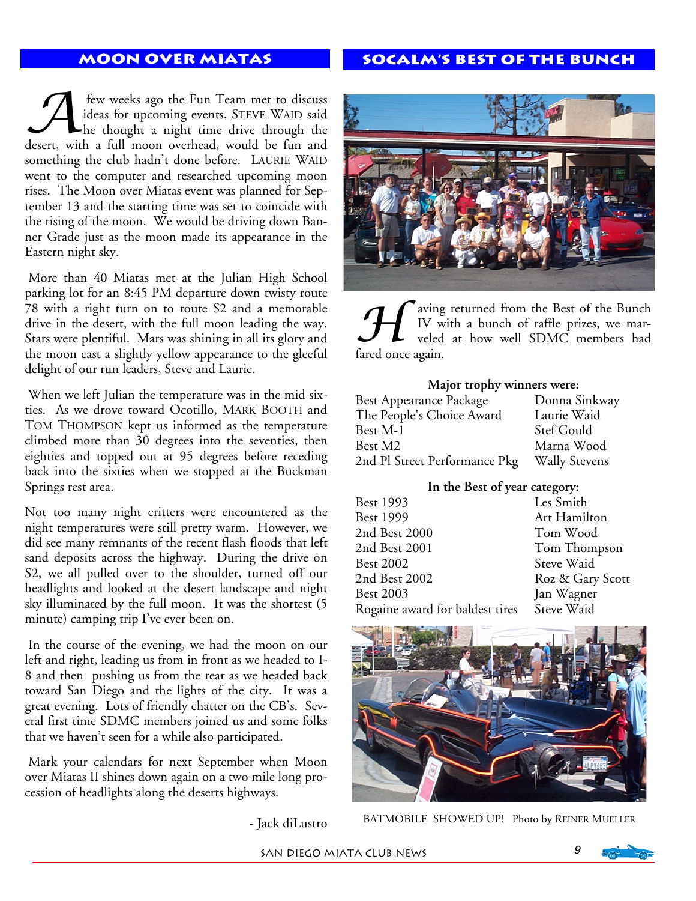## MOON OVER MIATAS

A few weeks ago the Fun Team met to discuss ideas for upcoming events. STEVE WAID said he thought a night time drive through the desert, with a full moon overhead, would be fun and something the club hadn't done before. LAURIE WAID went to the computer and researched upcoming moon rises. The Moon over Miatas event was planned for September 13 and the starting time was set to coincide with the rising of the moon. We would be driving down Banner Grade just as the moon made its appearance in the Eastern night sky.

More than 40 Miatas met at the Julian High School parking lot for an 8:45 PM departure down twisty route 78 with a right turn on to route S2 and a memorable drive in the desert, with the full moon leading the way. Stars were plentiful. Mars was shining in all its glory and the moon cast a slightly yellow appearance to the gleeful delight of our run leaders, Steve and Laurie.

When we left Julian the temperature was in the mid sixties. As we drove toward Ocotillo, MARK BOOTH and TOM THOMPSON kept us informed as the temperature climbed more than 30 degrees into the seventies, then eighties and topped out at 95 degrees before receding back into the sixties when we stopped at the Buckman Springs rest area.

Not too many night critters were encountered as the night temperatures were still pretty warm. However, we did see many remnants of the recent flash floods that left sand deposits across the highway. During the drive on S2, we all pulled over to the shoulder, turned off our headlights and looked at the desert landscape and night sky illuminated by the full moon. It was the shortest (5 minute) camping trip I've ever been on.

In the course of the evening, we had the moon on our left and right, leading us from in front as we headed to I-8 and then pushing us from the rear as we headed back toward San Diego and the lights of the city. It was a great evening. Lots of friendly chatter on the CB's. Several first time SDMC members joined us and some folks that we haven't seen for a while also participated.

Mark your calendars for next September when Moon over Miatas II shines down again on a two mile long procession of headlights along the deserts highways.

- Jack diLustro

## SOCALM'S BEST OF THE BUNCH

Having returned from the Best of the Bunch IV with a bunch of raffle prizes, we marveled at how well SDMC members had fared once again.

**Major trophy winners were:**

| | |
|---|---|
| Best Appearance Package | Donna Sinkway |
| The People's Choice Award | Laurie Waid |
| Best M-1 | Stef Gould |
| Best M2 | Marna Wood |
| 2nd Pl Street Performance Pkg | Wally Stevens |

**In the Best of year category:**

| | |
|---|---|
| Best 1993 | Les Smith |
| Best 1999 | Art Hamilton |
| 2nd Best 2000 | Tom Wood |
| 2nd Best 2001 | Tom Thompson |
| Best 2002 | Steve Waid |
| 2nd Best 2002 | Roz & Gary Scott |
| Best 2003 | Jan Wagner |
| Rogaine award for baldest tires | Steve Waid |

BATMOBILE SHOWED UP! Photo by REINER MUELLER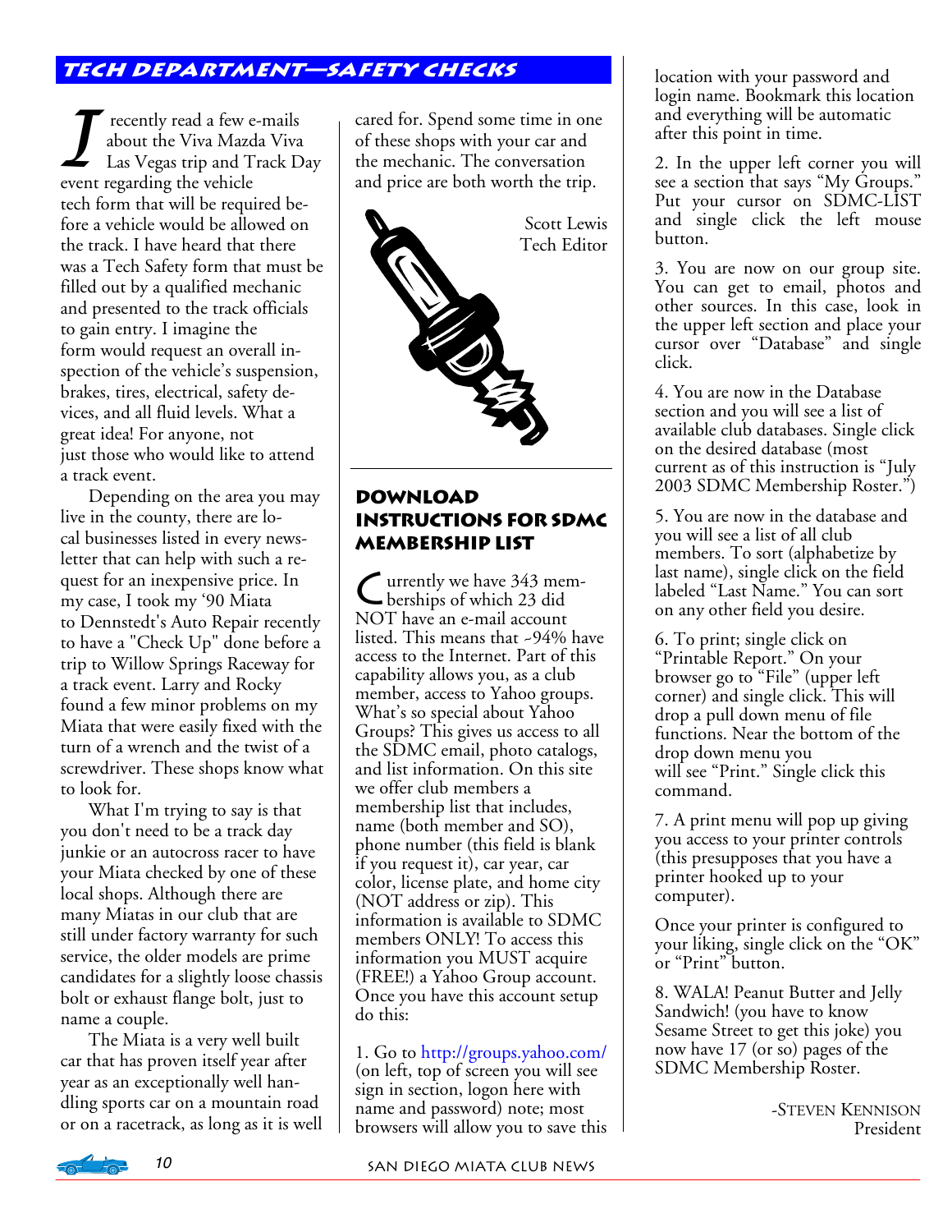## Tech Department—Safety Checks

I recently read a few e-mails about the Viva Mazda Viva Las Vegas trip and Track Day event regarding the vehicle tech form that will be required before a vehicle would be allowed on the track. I have heard that there was a Tech Safety form that must be filled out by a qualified mechanic and presented to the track officials to gain entry. I imagine the form would request an overall inspection of the vehicle's suspension, brakes, tires, electrical, safety devices, and all fluid levels. What a great idea! For anyone, not just those who would like to attend a track event.

Depending on the area you may live in the county, there are local businesses listed in every newsletter that can help with such a request for an inexpensive price. In my case, I took my '90 Miata to Dennstedt's Auto Repair recently to have a "Check Up" done before a trip to Willow Springs Raceway for a track event. Larry and Rocky found a few minor problems on my Miata that were easily fixed with the turn of a wrench and the twist of a screwdriver. These shops know what to look for.

What I'm trying to say is that you don't need to be a track day junkie or an autocross racer to have your Miata checked by one of these local shops. Although there are many Miatas in our club that are still under factory warranty for such service, the older models are prime candidates for a slightly loose chassis bolt or exhaust flange bolt, just to name a couple.

The Miata is a very well built car that has proven itself year after year as an exceptionally well handling sports car on a mountain road or on a racetrack, as long as it is well cared for. Spend some time in one of these shops with your car and the mechanic. The conversation and price are both worth the trip.

Scott Lewis
Tech Editor

## Download Instructions for SDMC Membership List

Currently we have 343 memberships of which 23 did NOT have an e-mail account listed. This means that ~94% have access to the Internet. Part of this capability allows you, as a club member, access to Yahoo groups. What's so special about Yahoo Groups? This gives us access to all the SDMC email, photo catalogs, and list information. On this site we offer club members a membership list that includes, name (both member and SO), phone number (this field is blank if you request it), car year, car color, license plate, and home city (NOT address or zip). This information is available to SDMC members ONLY! To access this information you MUST acquire (FREE!) a Yahoo Group account. Once you have this account setup do this:

1. Go to http://groups.yahoo.com/ (on left, top of screen you will see sign in section, logon here with name and password) note; most browsers will allow you to save this location with your password and login name. Bookmark this location and everything will be automatic after this point in time.

2. In the upper left corner you will see a section that says "My Groups." Put your cursor on SDMC-LIST and single click the left mouse button.

3. You are now on our group site. You can get to email, photos and other sources. In this case, look in the upper left section and place your cursor over "Database" and single click.

4. You are now in the Database section and you will see a list of available club databases. Single click on the desired database (most current as of this instruction is "July 2003 SDMC Membership Roster.")

5. You are now in the database and you will see a list of all club members. To sort (alphabetize by last name), single click on the field labeled "Last Name." You can sort on any other field you desire.

6. To print; single click on "Printable Report." On your browser go to "File" (upper left corner) and single click. This will drop a pull down menu of file functions. Near the bottom of the drop down menu you will see "Print." Single click this command.

7. A print menu will pop up giving you access to your printer controls (this presupposes that you have a printer hooked up to your computer).

Once your printer is configured to your liking, single click on the "OK" or "Print" button.

8. WALA! Peanut Butter and Jelly Sandwich! (you have to know Sesame Street to get this joke) you now have 17 (or so) pages of the SDMC Membership Roster.

-Steven Kennison
President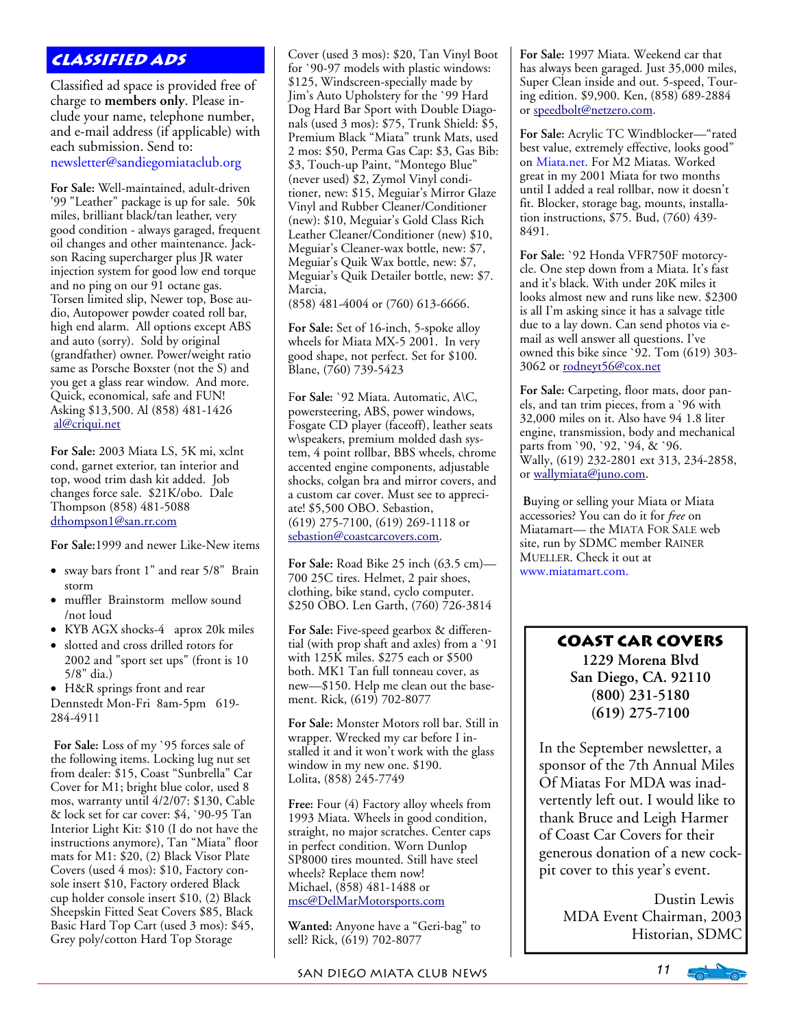## Classified Ads

Classified ad space is provided free of charge to **members only**. Please include your name, telephone number, and e-mail address (if applicable) with each submission. Send to: newsletter@sandiegomiataclub.org

**For Sale:** Well-maintained, adult-driven '99 "Leather" package is up for sale. 50k miles, brilliant black/tan leather, very good condition - always garaged, frequent oil changes and other maintenance. Jackson Racing supercharger plus JR water injection system for good low end torque and no ping on our 91 octane gas. Torsen limited slip, Newer top, Bose audio, Autopower powder coated roll bar, high end alarm. All options except ABS and auto (sorry). Sold by original (grandfather) owner. Power/weight ratio same as Porsche Boxster (not the S) and you get a glass rear window. And more. Quick, economical, safe and FUN! Asking $13,500. Al (858) 481-1426 al@criqui.net

**For Sale:** 2003 Miata LS, 5K mi, xclnt cond, garnet exterior, tan interior and top, wood trim dash kit added. Job changes force sale. $21K/obo. Dale Thompson (858) 481-5088 dthompson1@san.rr.com

**For Sale:**1999 and newer Like-New items

- sway bars front 1" and rear 5/8" Brain storm
- muffler Brainstorm mellow sound /not loud
- KYB AGX shocks-4 aprox 20k miles
- slotted and cross drilled rotors for 2002 and "sport set ups" (front is 10 5/8" dia.)
- H&R springs front and rear

Dennstedt Mon-Fri 8am-5pm 619-284-4911

**For Sale:** Loss of my `95 forces sale of the following items. Locking lug nut set from dealer: $15, Coast "Sunbrella" Car Cover for M1; bright blue color, used 8 mos, warranty until 4/2/07: $130, Cable & lock set for car cover: $4, `90-95 Tan Interior Light Kit: $10 (I do not have the instructions anymore), Tan "Miata" floor mats for M1: $20, (2) Black Visor Plate Covers (used 4 mos): $10, Factory console insert $10, Factory ordered Black cup holder console insert $10, (2) Black Sheepskin Fitted Seat Covers $85, Black Basic Hard Top Cart (used 3 mos): $45, Grey poly/cotton Hard Top Storage Cover (used 3 mos): $20, Tan Vinyl Boot for `90-97 models with plastic windows: $125, Windscreen-specially made by Jim's Auto Upholstery for the `99 Hard Dog Hard Bar Sport with Double Diagonals (used 3 mos): $75, Trunk Shield: $5, Premium Black "Miata" trunk Mats, used 2 mos: $50, Perma Gas Cap: $3, Gas Bib: $3, Touch-up Paint, "Montego Blue" (never used) $2, Zymol Vinyl conditioner, new: $15, Meguiar's Mirror Glaze Vinyl and Rubber Cleaner/Conditioner (new): $10, Meguiar's Gold Class Rich Leather Cleaner/Conditioner (new) $10, Meguiar's Cleaner-wax bottle, new: $7, Meguiar's Quik Wax bottle, new: $7, Meguiar's Quik Detailer bottle, new: $7. Marcia,
(858) 481-4004 or (760) 613-6666.

**For Sale:** Set of 16-inch, 5-spoke alloy wheels for Miata MX-5 2001. In very good shape, not perfect. Set for $100. Blane, (760) 739-5423

**For Sale:** `92 Miata. Automatic, A\C, powersteering, ABS, power windows, Fosgate CD player (faceoff), leather seats w\speakers, premium molded dash system, 4 point rollbar, BBS wheels, chrome accented engine components, adjustable shocks, colgan bra and mirror covers, and a custom car cover. Must see to appreciate! $5,500 OBO. Sebastion,
(619) 275-7100, (619) 269-1118 or sebastion@coastcarcovers.com.

**For Sale:** Road Bike 25 inch (63.5 cm)—700 25C tires. Helmet, 2 pair shoes, clothing, bike stand, cyclo computer. $250 OBO. Len Garth, (760) 726-3814

**For Sale:** Five-speed gearbox & differential (with prop shaft and axles) from a `91 with 125K miles. $275 each or $500 both. MK1 Tan full tonneau cover, as new—$150. Help me clean out the basement. Rick, (619) 702-8077

**For Sale:** Monster Motors roll bar. Still in wrapper. Wrecked my car before I installed it and it won't work with the glass window in my new one. $190.
Lolita, (858) 245-7749

**Free:** Four (4) Factory alloy wheels from 1993 Miata. Wheels in good condition, straight, no major scratches. Center caps in perfect condition. Worn Dunlop SP8000 tires mounted. Still have steel wheels? Replace them now!
Michael, (858) 481-1488 or msc@DelMarMotorsports.com

**Wanted:** Anyone have a "Geri-bag" to sell? Rick, (619) 702-8077

**For Sale:** 1997 Miata. Weekend car that has always been garaged. Just 35,000 miles, Super Clean inside and out. 5-speed, Touring edition. $9,900. Ken, (858) 689-2884 or speedbolt@netzero.com.

**For Sale:** Acrylic TC Windblocker—"rated best value, extremely effective, looks good" on Miata.net. For M2 Miatas. Worked great in my 2001 Miata for two months until I added a real rollbar, now it doesn't fit. Blocker, storage bag, mounts, installation instructions, $75. Bud, (760) 439-8491.

**For Sale:** `92 Honda VFR750F motorcycle. One step down from a Miata. It's fast and it's black. With under 20K miles it looks almost new and runs like new. $2300 is all I'm asking since it has a salvage title due to a lay down. Can send photos via e-mail as well answer all questions. I've owned this bike since `92. Tom (619) 303-3062 or rodneyt56@cox.net

**For Sale:** Carpeting, floor mats, door panels, and tan trim pieces, from a `96 with 32,000 miles on it. Also have 94 1.8 liter engine, transmission, body and mechanical parts from `90, `92, `94, & `96.
Wally, (619) 232-2801 ext 313, 234-2858, or wallymiata@juno.com.

**B**uying or selling your Miata or Miata accessories? You can do it for *free* on Miatamart— the MIATA FOR SALE web site, run by SDMC member RAINER MUELLER. Check it out at www.miatamart.com.

### Coast Car Covers

**1229 Morena Blvd**
**San Diego, CA. 92110**
**(800) 231-5180**
**(619) 275-7100**

In the September newsletter, a sponsor of the 7th Annual Miles Of Miatas For MDA was inadvertently left out. I would like to thank Bruce and Leigh Harmer of Coast Car Covers for their generous donation of a new cockpit cover to this year's event.

Dustin Lewis
MDA Event Chairman, 2003
Historian, SDMC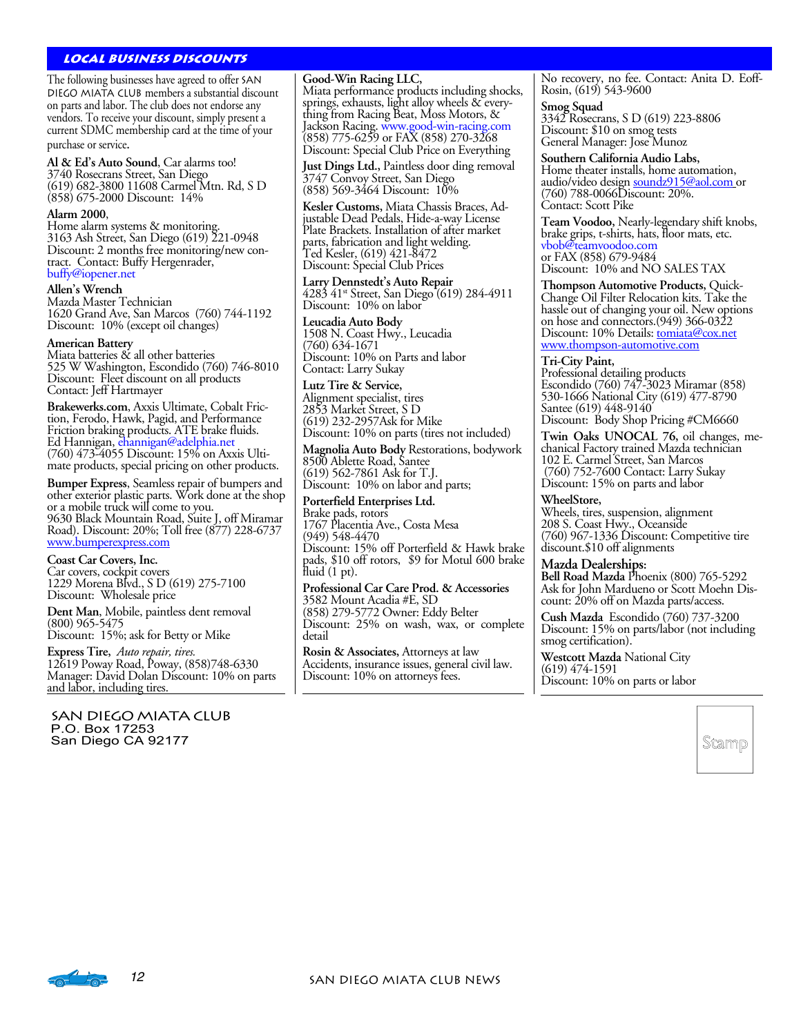## LOCAL BUSINESS DISCOUNTS

The following businesses have agreed to offer SAN DIEGO MIATA CLUB members a substantial discount on parts and labor. The club does not endorse any vendors. To receive your discount, simply present a current SDMC membership card at the time of your purchase or service.

**Al & Ed's Auto Sound**, Car alarms too!
3740 Rosecrans Street, San Diego
(619) 682-3800 11608 Carmel Mtn. Rd, S D
(858) 675-2000 Discount: 14%

**Alarm 2000**,
Home alarm systems & monitoring.
3163 Ash Street, San Diego (619) 221-0948
Discount: 2 months free monitoring/new contract. Contact: Buffy Hergenrader,
buffy@iopener.net

**Allen's Wrench**
Mazda Master Technician
1620 Grand Ave, San Marcos (760) 744-1192
Discount: 10% (except oil changes)

**American Battery**
Miata batteries & all other batteries
525 W Washington, Escondido (760) 746-8010
Discount: Fleet discount on all products
Contact: Jeff Hartmayer

**Brakewerks.com**, Axxis Ultimate, Cobalt Friction, Ferodo, Hawk, Pagid, and Performance Friction braking products. ATE brake fluids.
Ed Hannigan, ehannigan@adelphia.net
(760) 473-4055 Discount: 15% on Axxis Ultimate products, special pricing on other products.

**Bumper Express**, Seamless repair of bumpers and other exterior plastic parts. Work done at the shop or a mobile truck will come to you.
9630 Black Mountain Road, Suite J, off Miramar Road). Discount: 20%; Toll free (877) 228-6737
www.bumperexpress.com

**Coast Car Covers, Inc.**
Car covers, cockpit covers
1229 Morena Blvd., S D (619) 275-7100
Discount: Wholesale price

**Dent Man**, Mobile, paintless dent removal
(800) 965-5475
Discount: 15%; ask for Betty or Mike

**Express Tire**, *Auto repair, tires.*
12619 Poway Road, Poway, (858)748-6330
Manager: David Dolan Discount: 10% on parts and labor, including tires.

**Good-Win Racing LLC,**
Miata performance products including shocks, springs, exhausts, light alloy wheels & everything from Racing Beat, Moss Motors, & Jackson Racing. www.good-win-racing.com
(858) 775-6259 or FAX (858) 270-3268
Discount: Special Club Price on Everything

**Just Dings Ltd.,** Paintless door ding removal
3747 Convoy Street, San Diego
(858) 569-3464 Discount: 10%

**Kesler Customs,** Miata Chassis Braces, Adjustable Dead Pedals, Hide-a-way License Plate Brackets. Installation of after market parts, fabrication and light welding.
Ted Kesler, (619) 421-8472
Discount: Special Club Prices

**Larry Dennstedt's Auto Repair**
4283 41st Street, San Diego (619) 284-4911
Discount: 10% on labor

**Leucadia Auto Body**
1508 N. Coast Hwy., Leucadia
(760) 634-1671
Discount: 10% on Parts and labor
Contact: Larry Sukay

**Lutz Tire & Service,**
Alignment specialist, tires
2853 Market Street, S D
(619) 232-2957Ask for Mike
Discount: 10% on parts (tires not included)

**Magnolia Auto Body** Restorations, bodywork
8500 Ablette Road, Santee
(619) 562-7861 Ask for T.J.
Discount: 10% on labor and parts;

**Porterfield Enterprises Ltd.**
Brake pads, rotors
1767 Placentia Ave., Costa Mesa
(949) 548-4470
Discount: 15% off Porterfield & Hawk brake pads, $10 off rotors, $9 for Motul 600 brake fluid (1 pt).

**Professional Car Care Prod. & Accessories**
3582 Mount Acadia #E, SD
(858) 279-5772 Owner: Eddy Belter
Discount: 25% on wash, wax, or complete detail

**Rosin & Associates,** Attorneys at law
Accidents, insurance issues, general civil law.
Discount: 10% on attorneys fees.
No recovery, no fee. Contact: Anita D. Eoff-Rosin, (619) 543-9600

**Smog Squad**
3342 Rosecrans, S D (619) 223-8806
Discount: $10 on smog tests
General Manager: Jose Munoz

**Southern California Audio Labs,**
Home theater installs, home automation, audio/video design soundz915@aol.com or
(760) 788-0066Discount: 20%.
Contact: Scott Pike

**Team Voodoo,** Nearly-legendary shift knobs, brake grips, t-shirts, hats, floor mats, etc.
vbob@teamvoodoo.com
or FAX (858) 679-9484
Discount: 10% and NO SALES TAX

**Thompson Automotive Products,** Quick-Change Oil Filter Relocation kits. Take the hassle out of changing your oil. New options on hose and connectors.(949) 366-0322
Discount: 10% Details: tomiata@cox.net
www.thompson-automotive.com

**Tri-City Paint,**
Professional detailing products
Escondido (760) 747-3023 Miramar (858) 530-1666 National City (619) 477-8790
Santee (619) 448-9140
Discount: Body Shop Pricing #CM6660

**Twin Oaks UNOCAL 76,** oil changes, mechanical Factory trained Mazda technician
102 E. Carmel Street, San Marcos
(760) 752-7600 Contact: Larry Sukay
Discount: 15% on parts and labor

**WheelStore,**
Wheels, tires, suspension, alignment
208 S. Coast Hwy., Oceanside
(760) 967-1336 Discount: Competitive tire discount.$10 off alignments

**Mazda Dealerships:**

**Bell Road Mazda** Phoenix (800) 765-5292
Ask for John Mardueno or Scott Moehn Discount: 20% off on Mazda parts/access.

**Cush Mazda** Escondido (760) 737-3200
Discount: 15% on parts/labor (not including smog certification).

**Westcott Mazda** National City
(619) 474-1591
Discount: 10% on parts or labor

SAN DIEGO MIATA CLUB
P.O. Box 17253
San Diego CA 92177

Stamp